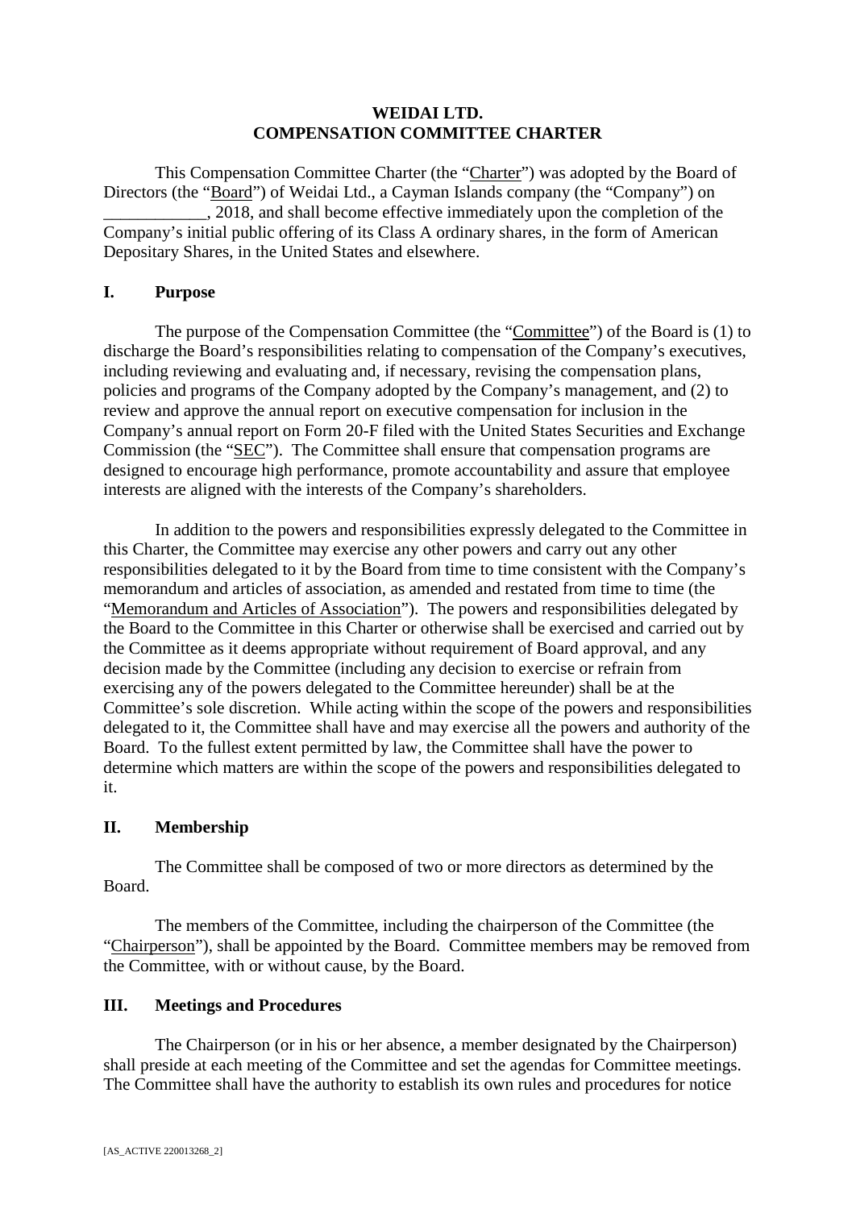# WEIDAI LTD.
# COMPENSATION COMMITTEE CHARTER

This Compensation Committee Charter (the "Charter") was adopted by the Board of Directors (the "Board") of Weidai Ltd., a Cayman Islands company (the "Company") on ____________, 2018, and shall become effective immediately upon the completion of the Company's initial public offering of its Class A ordinary shares, in the form of American Depositary Shares, in the United States and elsewhere.

## I. Purpose

The purpose of the Compensation Committee (the "Committee") of the Board is (1) to discharge the Board's responsibilities relating to compensation of the Company's executives, including reviewing and evaluating and, if necessary, revising the compensation plans, policies and programs of the Company adopted by the Company's management, and (2) to review and approve the annual report on executive compensation for inclusion in the Company's annual report on Form 20-F filed with the United States Securities and Exchange Commission (the "SEC"). The Committee shall ensure that compensation programs are designed to encourage high performance, promote accountability and assure that employee interests are aligned with the interests of the Company's shareholders.

In addition to the powers and responsibilities expressly delegated to the Committee in this Charter, the Committee may exercise any other powers and carry out any other responsibilities delegated to it by the Board from time to time consistent with the Company's memorandum and articles of association, as amended and restated from time to time (the "Memorandum and Articles of Association"). The powers and responsibilities delegated by the Board to the Committee in this Charter or otherwise shall be exercised and carried out by the Committee as it deems appropriate without requirement of Board approval, and any decision made by the Committee (including any decision to exercise or refrain from exercising any of the powers delegated to the Committee hereunder) shall be at the Committee's sole discretion. While acting within the scope of the powers and responsibilities delegated to it, the Committee shall have and may exercise all the powers and authority of the Board. To the fullest extent permitted by law, the Committee shall have the power to determine which matters are within the scope of the powers and responsibilities delegated to it.

## II. Membership

The Committee shall be composed of two or more directors as determined by the Board.

The members of the Committee, including the chairperson of the Committee (the "Chairperson"), shall be appointed by the Board. Committee members may be removed from the Committee, with or without cause, by the Board.

## III. Meetings and Procedures

The Chairperson (or in his or her absence, a member designated by the Chairperson) shall preside at each meeting of the Committee and set the agendas for Committee meetings. The Committee shall have the authority to establish its own rules and procedures for notice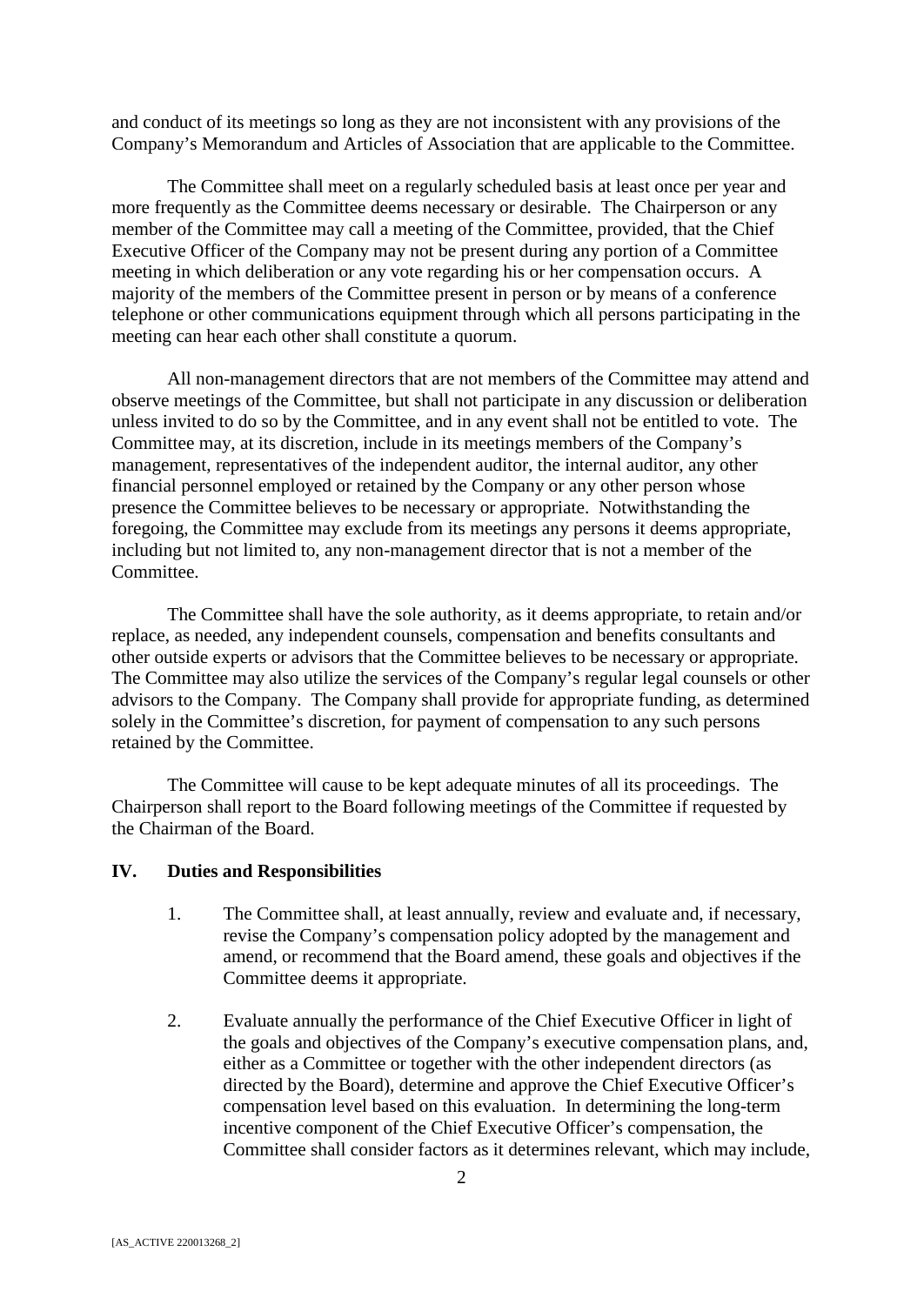and conduct of its meetings so long as they are not inconsistent with any provisions of the Company's Memorandum and Articles of Association that are applicable to the Committee.

The Committee shall meet on a regularly scheduled basis at least once per year and more frequently as the Committee deems necessary or desirable. The Chairperson or any member of the Committee may call a meeting of the Committee, provided, that the Chief Executive Officer of the Company may not be present during any portion of a Committee meeting in which deliberation or any vote regarding his or her compensation occurs. A majority of the members of the Committee present in person or by means of a conference telephone or other communications equipment through which all persons participating in the meeting can hear each other shall constitute a quorum.

All non-management directors that are not members of the Committee may attend and observe meetings of the Committee, but shall not participate in any discussion or deliberation unless invited to do so by the Committee, and in any event shall not be entitled to vote. The Committee may, at its discretion, include in its meetings members of the Company's management, representatives of the independent auditor, the internal auditor, any other financial personnel employed or retained by the Company or any other person whose presence the Committee believes to be necessary or appropriate. Notwithstanding the foregoing, the Committee may exclude from its meetings any persons it deems appropriate, including but not limited to, any non-management director that is not a member of the Committee.

The Committee shall have the sole authority, as it deems appropriate, to retain and/or replace, as needed, any independent counsels, compensation and benefits consultants and other outside experts or advisors that the Committee believes to be necessary or appropriate. The Committee may also utilize the services of the Company's regular legal counsels or other advisors to the Company. The Company shall provide for appropriate funding, as determined solely in the Committee's discretion, for payment of compensation to any such persons retained by the Committee.

The Committee will cause to be kept adequate minutes of all its proceedings. The Chairperson shall report to the Board following meetings of the Committee if requested by the Chairman of the Board.

## IV. Duties and Responsibilities

1. The Committee shall, at least annually, review and evaluate and, if necessary, revise the Company's compensation policy adopted by the management and amend, or recommend that the Board amend, these goals and objectives if the Committee deems it appropriate.

2. Evaluate annually the performance of the Chief Executive Officer in light of the goals and objectives of the Company's executive compensation plans, and, either as a Committee or together with the other independent directors (as directed by the Board), determine and approve the Chief Executive Officer's compensation level based on this evaluation. In determining the long-term incentive component of the Chief Executive Officer's compensation, the Committee shall consider factors as it determines relevant, which may include,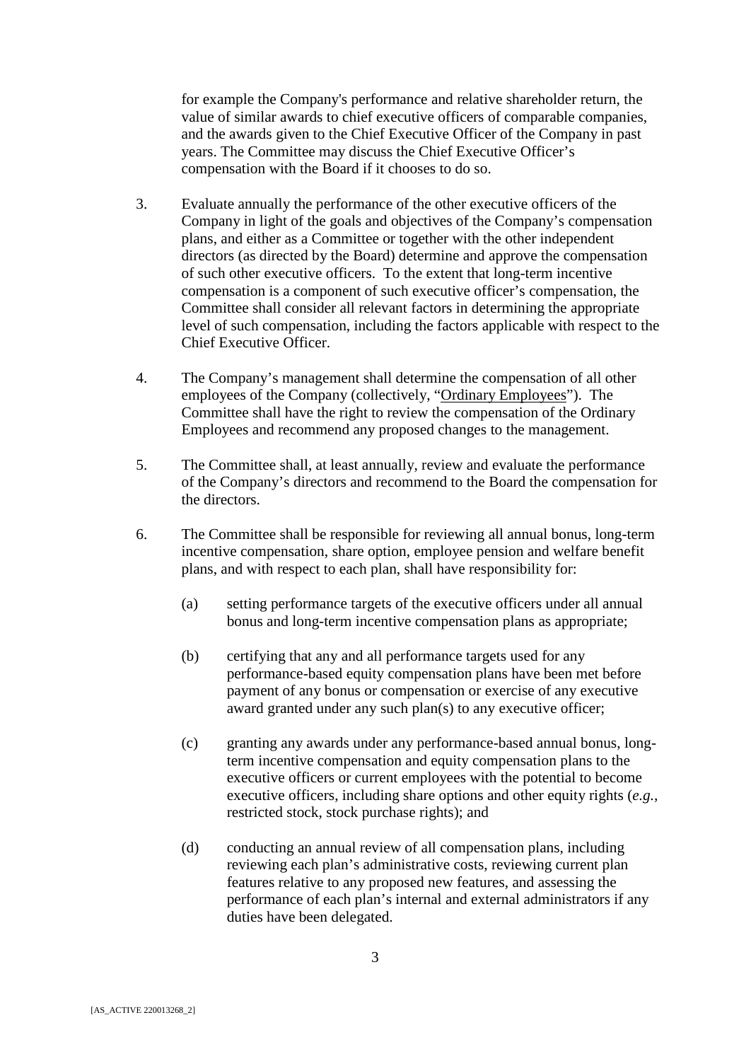for example the Company's performance and relative shareholder return, the value of similar awards to chief executive officers of comparable companies, and the awards given to the Chief Executive Officer of the Company in past years. The Committee may discuss the Chief Executive Officer's compensation with the Board if it chooses to do so.

3. Evaluate annually the performance of the other executive officers of the Company in light of the goals and objectives of the Company's compensation plans, and either as a Committee or together with the other independent directors (as directed by the Board) determine and approve the compensation of such other executive officers. To the extent that long-term incentive compensation is a component of such executive officer's compensation, the Committee shall consider all relevant factors in determining the appropriate level of such compensation, including the factors applicable with respect to the Chief Executive Officer.

4. The Company's management shall determine the compensation of all other employees of the Company (collectively, "Ordinary Employees"). The Committee shall have the right to review the compensation of the Ordinary Employees and recommend any proposed changes to the management.

5. The Committee shall, at least annually, review and evaluate the performance of the Company's directors and recommend to the Board the compensation for the directors.

6. The Committee shall be responsible for reviewing all annual bonus, long-term incentive compensation, share option, employee pension and welfare benefit plans, and with respect to each plan, shall have responsibility for:

   (a) setting performance targets of the executive officers under all annual bonus and long-term incentive compensation plans as appropriate;

   (b) certifying that any and all performance targets used for any performance-based equity compensation plans have been met before payment of any bonus or compensation or exercise of any executive award granted under any such plan(s) to any executive officer;

   (c) granting any awards under any performance-based annual bonus, long-term incentive compensation and equity compensation plans to the executive officers or current employees with the potential to become executive officers, including share options and other equity rights (*e.g.*, restricted stock, stock purchase rights); and

   (d) conducting an annual review of all compensation plans, including reviewing each plan's administrative costs, reviewing current plan features relative to any proposed new features, and assessing the performance of each plan's internal and external administrators if any duties have been delegated.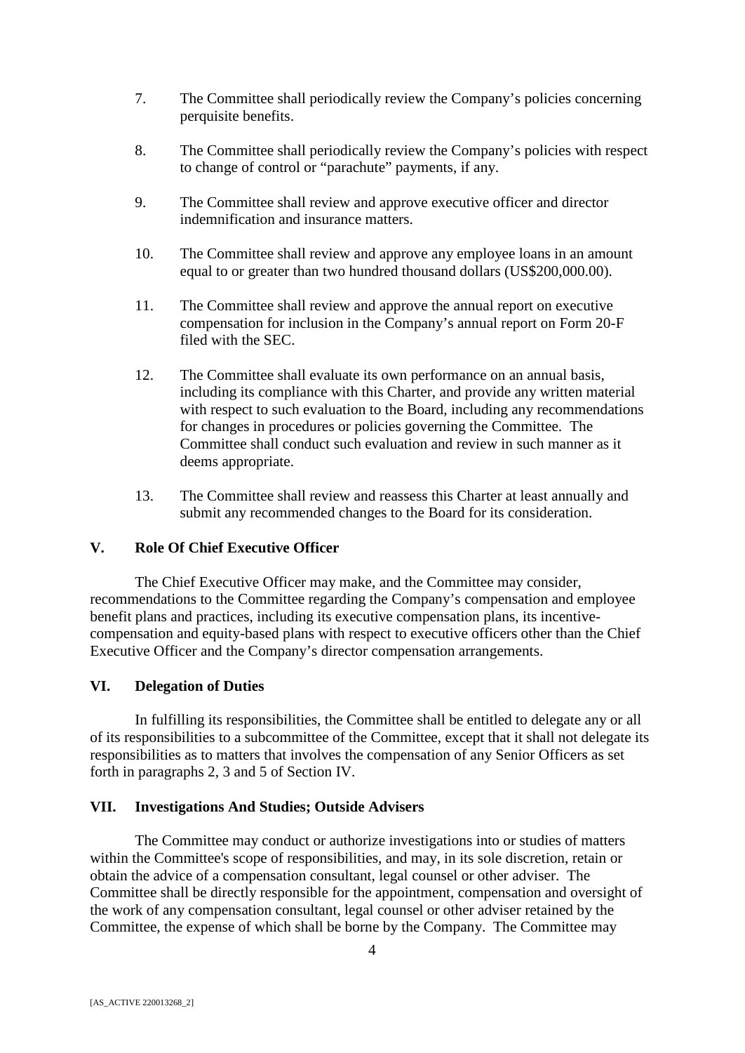7. The Committee shall periodically review the Company's policies concerning perquisite benefits.

8. The Committee shall periodically review the Company's policies with respect to change of control or "parachute" payments, if any.

9. The Committee shall review and approve executive officer and director indemnification and insurance matters.

10. The Committee shall review and approve any employee loans in an amount equal to or greater than two hundred thousand dollars (US$200,000.00).

11. The Committee shall review and approve the annual report on executive compensation for inclusion in the Company's annual report on Form 20-F filed with the SEC.

12. The Committee shall evaluate its own performance on an annual basis, including its compliance with this Charter, and provide any written material with respect to such evaluation to the Board, including any recommendations for changes in procedures or policies governing the Committee. The Committee shall conduct such evaluation and review in such manner as it deems appropriate.

13. The Committee shall review and reassess this Charter at least annually and submit any recommended changes to the Board for its consideration.

## V. Role Of Chief Executive Officer

The Chief Executive Officer may make, and the Committee may consider, recommendations to the Committee regarding the Company's compensation and employee benefit plans and practices, including its executive compensation plans, its incentive-compensation and equity-based plans with respect to executive officers other than the Chief Executive Officer and the Company's director compensation arrangements.

## VI. Delegation of Duties

In fulfilling its responsibilities, the Committee shall be entitled to delegate any or all of its responsibilities to a subcommittee of the Committee, except that it shall not delegate its responsibilities as to matters that involves the compensation of any Senior Officers as set forth in paragraphs 2, 3 and 5 of Section IV.

## VII. Investigations And Studies; Outside Advisers

The Committee may conduct or authorize investigations into or studies of matters within the Committee's scope of responsibilities, and may, in its sole discretion, retain or obtain the advice of a compensation consultant, legal counsel or other adviser. The Committee shall be directly responsible for the appointment, compensation and oversight of the work of any compensation consultant, legal counsel or other adviser retained by the Committee, the expense of which shall be borne by the Company. The Committee may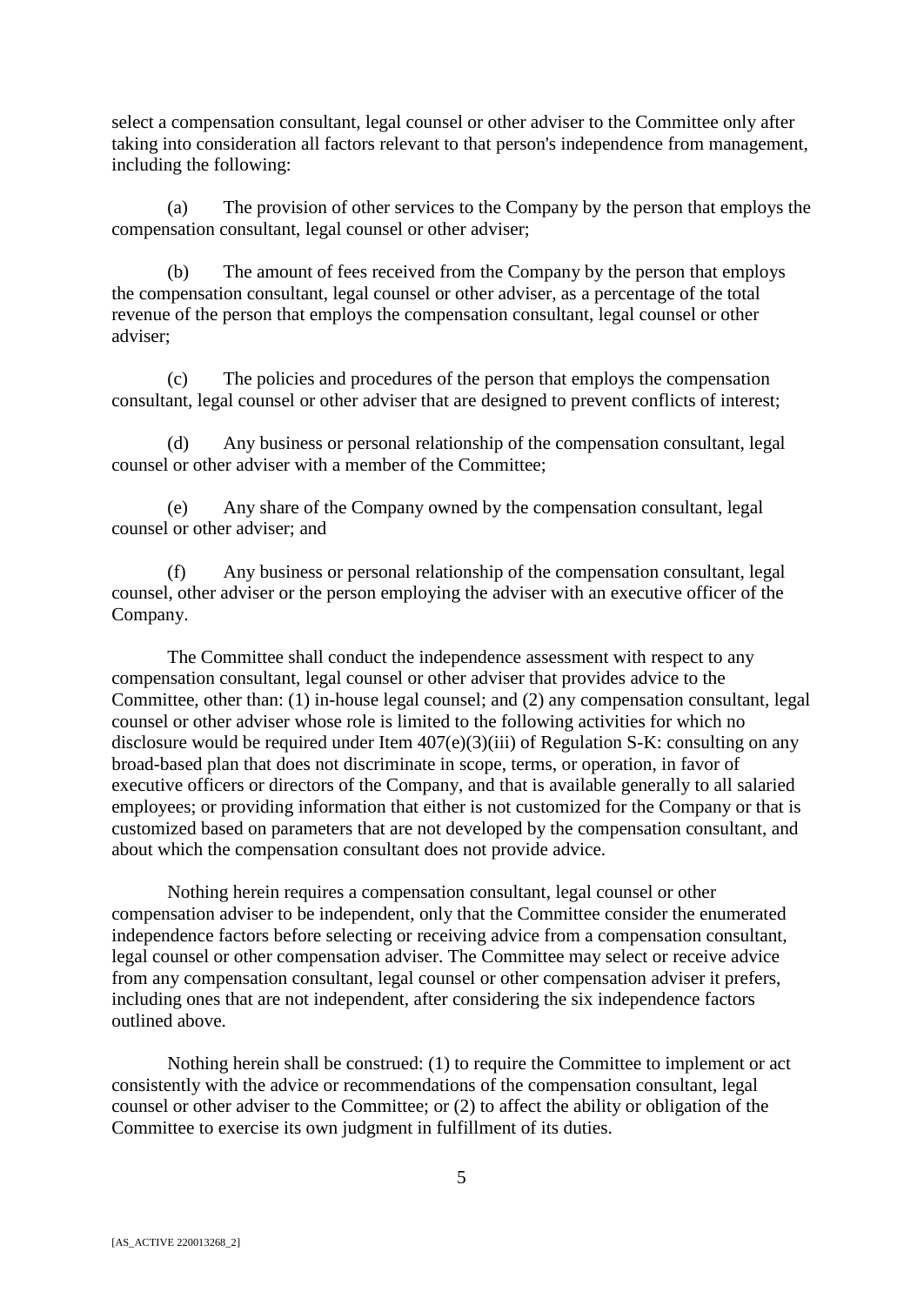select a compensation consultant, legal counsel or other adviser to the Committee only after taking into consideration all factors relevant to that person's independence from management, including the following:

(a) The provision of other services to the Company by the person that employs the compensation consultant, legal counsel or other adviser;

(b) The amount of fees received from the Company by the person that employs the compensation consultant, legal counsel or other adviser, as a percentage of the total revenue of the person that employs the compensation consultant, legal counsel or other adviser;

(c) The policies and procedures of the person that employs the compensation consultant, legal counsel or other adviser that are designed to prevent conflicts of interest;

(d) Any business or personal relationship of the compensation consultant, legal counsel or other adviser with a member of the Committee;

(e) Any share of the Company owned by the compensation consultant, legal counsel or other adviser; and

(f) Any business or personal relationship of the compensation consultant, legal counsel, other adviser or the person employing the adviser with an executive officer of the Company.

The Committee shall conduct the independence assessment with respect to any compensation consultant, legal counsel or other adviser that provides advice to the Committee, other than: (1) in-house legal counsel; and (2) any compensation consultant, legal counsel or other adviser whose role is limited to the following activities for which no disclosure would be required under Item 407(e)(3)(iii) of Regulation S-K: consulting on any broad-based plan that does not discriminate in scope, terms, or operation, in favor of executive officers or directors of the Company, and that is available generally to all salaried employees; or providing information that either is not customized for the Company or that is customized based on parameters that are not developed by the compensation consultant, and about which the compensation consultant does not provide advice.

Nothing herein requires a compensation consultant, legal counsel or other compensation adviser to be independent, only that the Committee consider the enumerated independence factors before selecting or receiving advice from a compensation consultant, legal counsel or other compensation adviser. The Committee may select or receive advice from any compensation consultant, legal counsel or other compensation adviser it prefers, including ones that are not independent, after considering the six independence factors outlined above.

Nothing herein shall be construed: (1) to require the Committee to implement or act consistently with the advice or recommendations of the compensation consultant, legal counsel or other adviser to the Committee; or (2) to affect the ability or obligation of the Committee to exercise its own judgment in fulfillment of its duties.